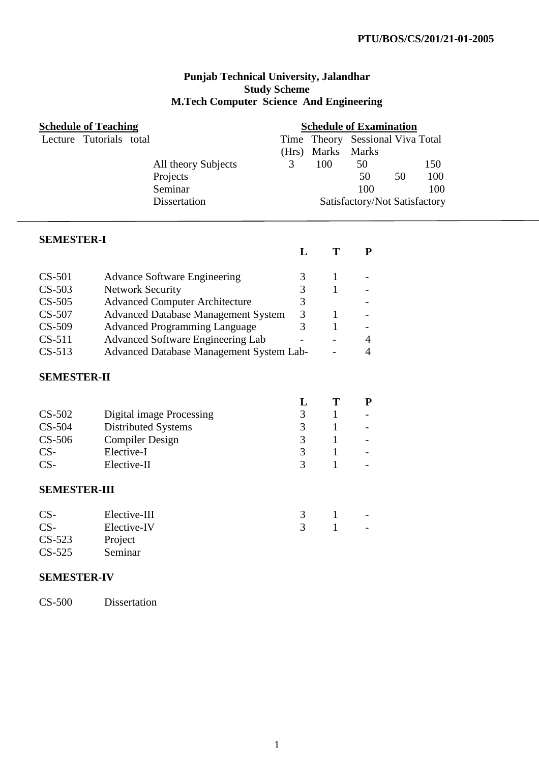PTU/BOS/CS/201/21-01-2005

**Punjab Technical University, Jalandhar**
**Study Scheme**
**M.Tech Computer Science And Engineering**

| **Schedule of Teaching** | | | | **Schedule of Examination** | | | | |
|---|---|---|---|---|---|---|---|---|
| Lecture | Tutorials | total | | Time (Hrs) | Theory Marks | Sessional Marks | Viva | Total |
| | | | All theory Subjects | 3 | 100 | 50 | | 150 |
| | | | Projects | | | 50 | 50 | 100 |
| | | | Seminar | | | 100 | | 100 |
| | | | Dissertation | | Satisfactory/Not Satisfactory | | | |

---

**SEMESTER-I**

| | | L | T | P |
|---|---|---|---|---|
| CS-501 | Advance Software Engineering | 3 | 1 | - |
| CS-503 | Network Security | 3 | 1 | - |
| CS-505 | Advanced Computer Architecture | 3 | | - |
| CS-507 | Advanced Database Management System | 3 | 1 | - |
| CS-509 | Advanced Programming Language | 3 | 1 | - |
| CS-511 | Advanced Software Engineering Lab | - | - | 4 |
| CS-513 | Advanced Database Management System Lab | - | - | 4 |

**SEMESTER-II**

| | | L | T | P |
|---|---|---|---|---|
| CS-502 | Digital image Processing | 3 | 1 | - |
| CS-504 | Distributed Systems | 3 | 1 | - |
| CS-506 | Compiler Design | 3 | 1 | - |
| CS- | Elective-I | 3 | 1 | - |
| CS- | Elective-II | 3 | 1 | - |

**SEMESTER-III**

| | | L | T | P |
|---|---|---|---|---|
| CS- | Elective-III | 3 | 1 | - |
| CS- | Elective-IV | 3 | 1 | - |
| CS-523 | Project | | | |
| CS-525 | Seminar | | | |

**SEMESTER-IV**

CS-500 Dissertation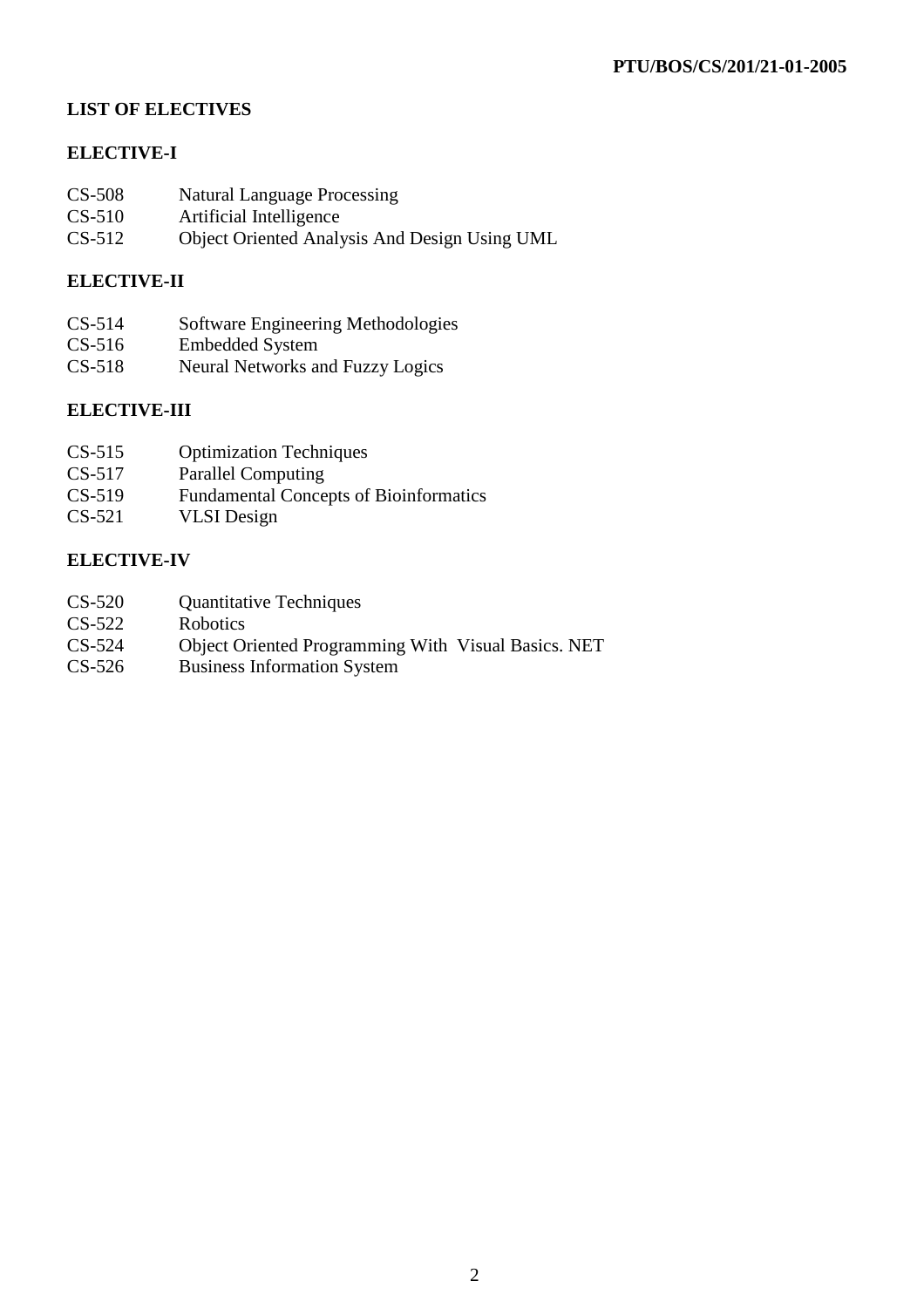## LIST OF ELECTIVES

### ELECTIVE-I

- CS-508 Natural Language Processing
- CS-510 Artificial Intelligence
- CS-512 Object Oriented Analysis And Design Using UML

### ELECTIVE-II

- CS-514 Software Engineering Methodologies
- CS-516 Embedded System
- CS-518 Neural Networks and Fuzzy Logics

### ELECTIVE-III

- CS-515 Optimization Techniques
- CS-517 Parallel Computing
- CS-519 Fundamental Concepts of Bioinformatics
- CS-521 VLSI Design

### ELECTIVE-IV

- CS-520 Quantitative Techniques
- CS-522 Robotics
- CS-524 Object Oriented Programming With Visual Basics. NET
- CS-526 Business Information System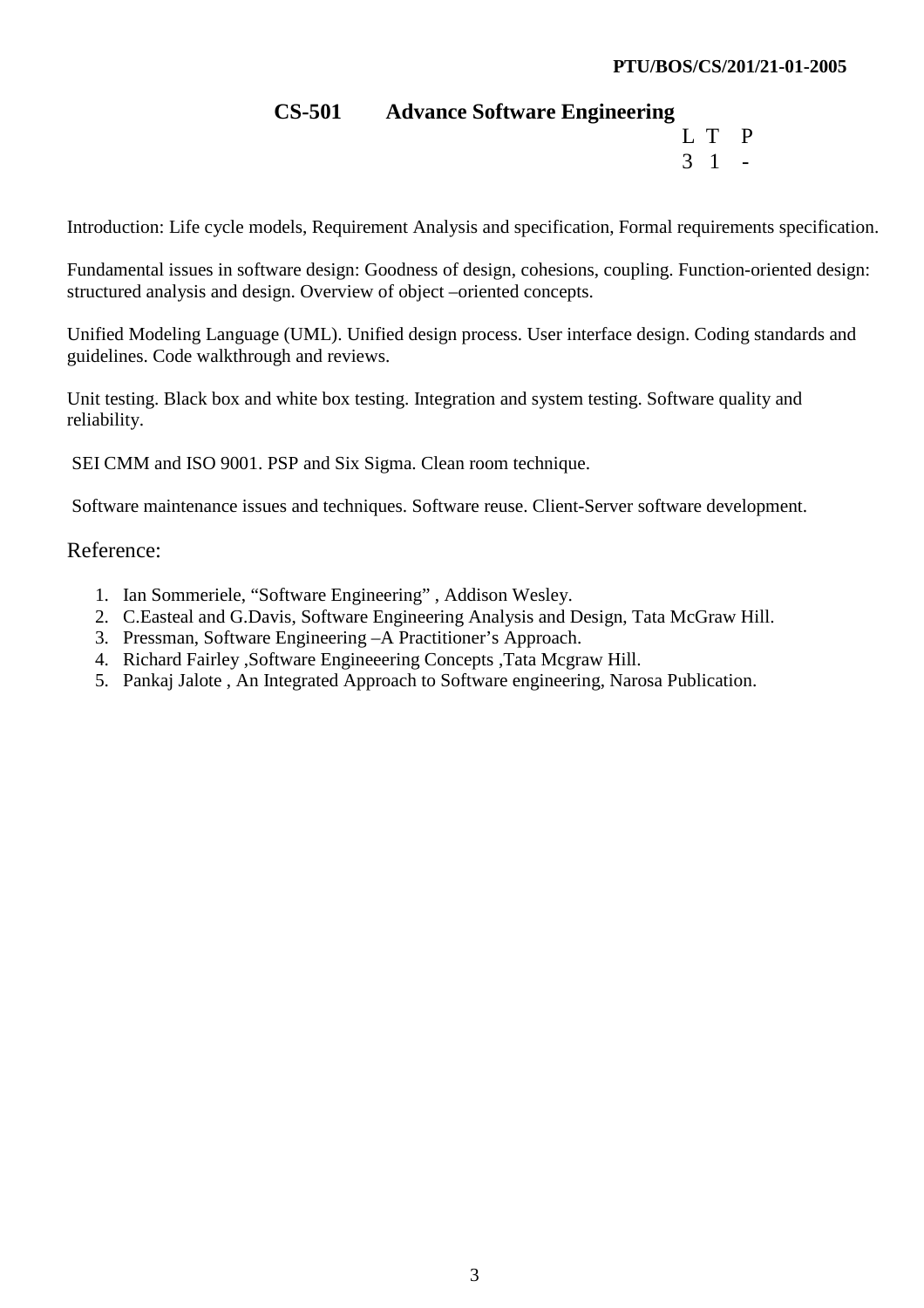PTU/BOS/CS/201/21-01-2005

## CS-501 Advance Software Engineering

| L | T | P |
|---|---|---|
| 3 | 1 | - |

Introduction: Life cycle models, Requirement Analysis and specification, Formal requirements specification.

Fundamental issues in software design: Goodness of design, cohesions, coupling. Function-oriented design: structured analysis and design. Overview of object –oriented concepts.

Unified Modeling Language (UML). Unified design process. User interface design. Coding standards and guidelines. Code walkthrough and reviews.

Unit testing. Black box and white box testing. Integration and system testing. Software quality and reliability.

SEI CMM and ISO 9001. PSP and Six Sigma. Clean room technique.

Software maintenance issues and techniques. Software reuse. Client-Server software development.

### Reference:

1. Ian Sommeriele, "Software Engineering" , Addison Wesley.
2. C.Easteal and G.Davis, Software Engineering Analysis and Design, Tata McGraw Hill.
3. Pressman, Software Engineering –A Practitioner's Approach.
4. Richard Fairley ,Software Engineeering Concepts ,Tata Mcgraw Hill.
5. Pankaj Jalote , An Integrated Approach to Software engineering, Narosa Publication.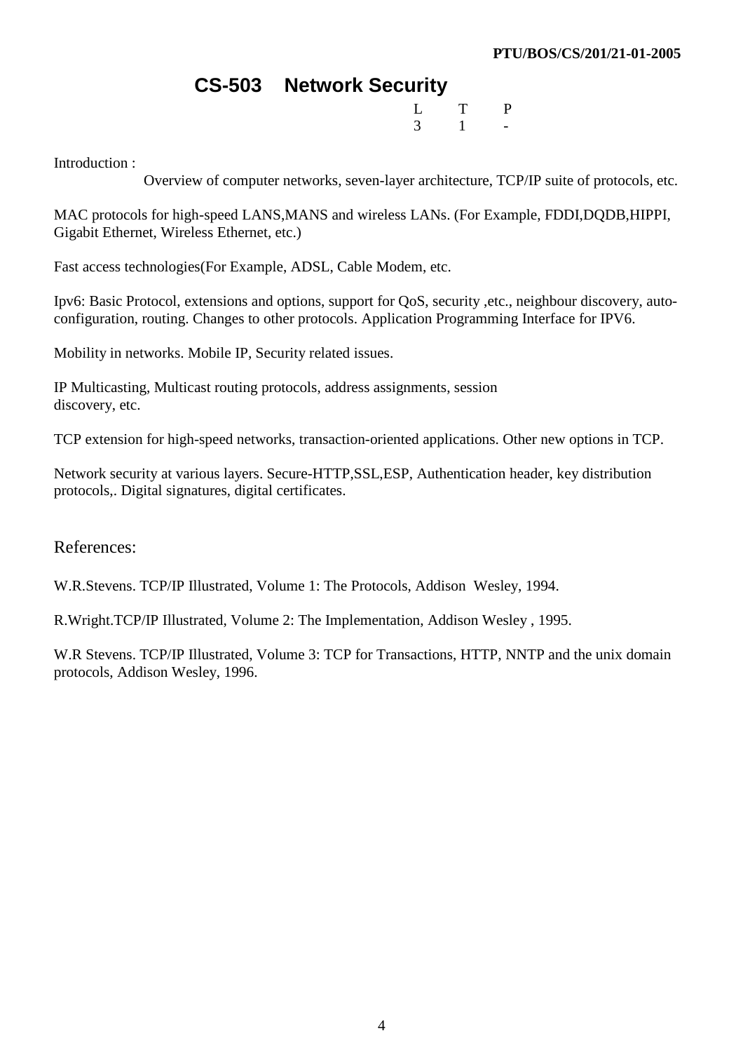PTU/BOS/CS/201/21-01-2005

# CS-503 Network Security

| L | T | P |
|---|---|---|
| 3 | 1 | - |

Introduction :

Overview of computer networks, seven-layer architecture, TCP/IP suite of protocols, etc.

MAC protocols for high-speed LANS,MANS and wireless LANs. (For Example, FDDI,DQDB,HIPPI, Gigabit Ethernet, Wireless Ethernet, etc.)

Fast access technologies(For Example, ADSL, Cable Modem, etc.

Ipv6: Basic Protocol, extensions and options, support for QoS, security ,etc., neighbour discovery, auto-configuration, routing. Changes to other protocols. Application Programming Interface for IPV6.

Mobility in networks. Mobile IP, Security related issues.

IP Multicasting, Multicast routing protocols, address assignments, session discovery, etc.

TCP extension for high-speed networks, transaction-oriented applications. Other new options in TCP.

Network security at various layers. Secure-HTTP,SSL,ESP, Authentication header, key distribution protocols,. Digital signatures, digital certificates.

## References:

W.R.Stevens. TCP/IP Illustrated, Volume 1: The Protocols, Addison Wesley, 1994.

R.Wright.TCP/IP Illustrated, Volume 2: The Implementation, Addison Wesley , 1995.

W.R Stevens. TCP/IP Illustrated, Volume 3: TCP for Transactions, HTTP, NNTP and the unix domain protocols, Addison Wesley, 1996.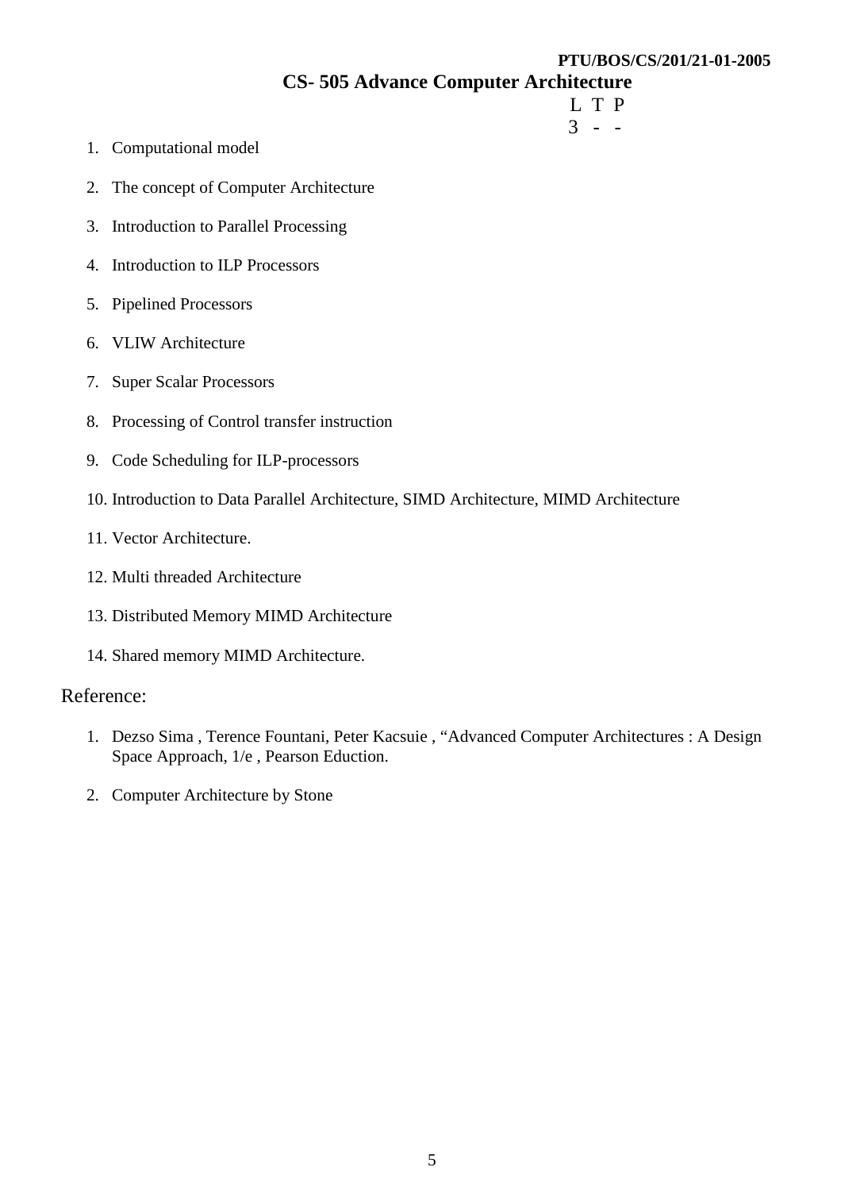PTU/BOS/CS/201/21-01-2005

# CS- 505 Advance Computer Architecture

| L | T | P |
|---|---|---|
| 3 | - | - |

1. Computational model
2. The concept of Computer Architecture
3. Introduction to Parallel Processing
4. Introduction to ILP Processors
5. Pipelined Processors
6. VLIW Architecture
7. Super Scalar Processors
8. Processing of Control transfer instruction
9. Code Scheduling for ILP-processors
10. Introduction to Data Parallel Architecture, SIMD Architecture, MIMD Architecture
11. Vector Architecture.
12. Multi threaded Architecture
13. Distributed Memory MIMD Architecture
14. Shared memory MIMD Architecture.

## Reference:

1. Dezso Sima , Terence Fountani, Peter Kacsuie , "Advanced Computer Architectures : A Design Space Approach, 1/e , Pearson Eduction.
2. Computer Architecture by Stone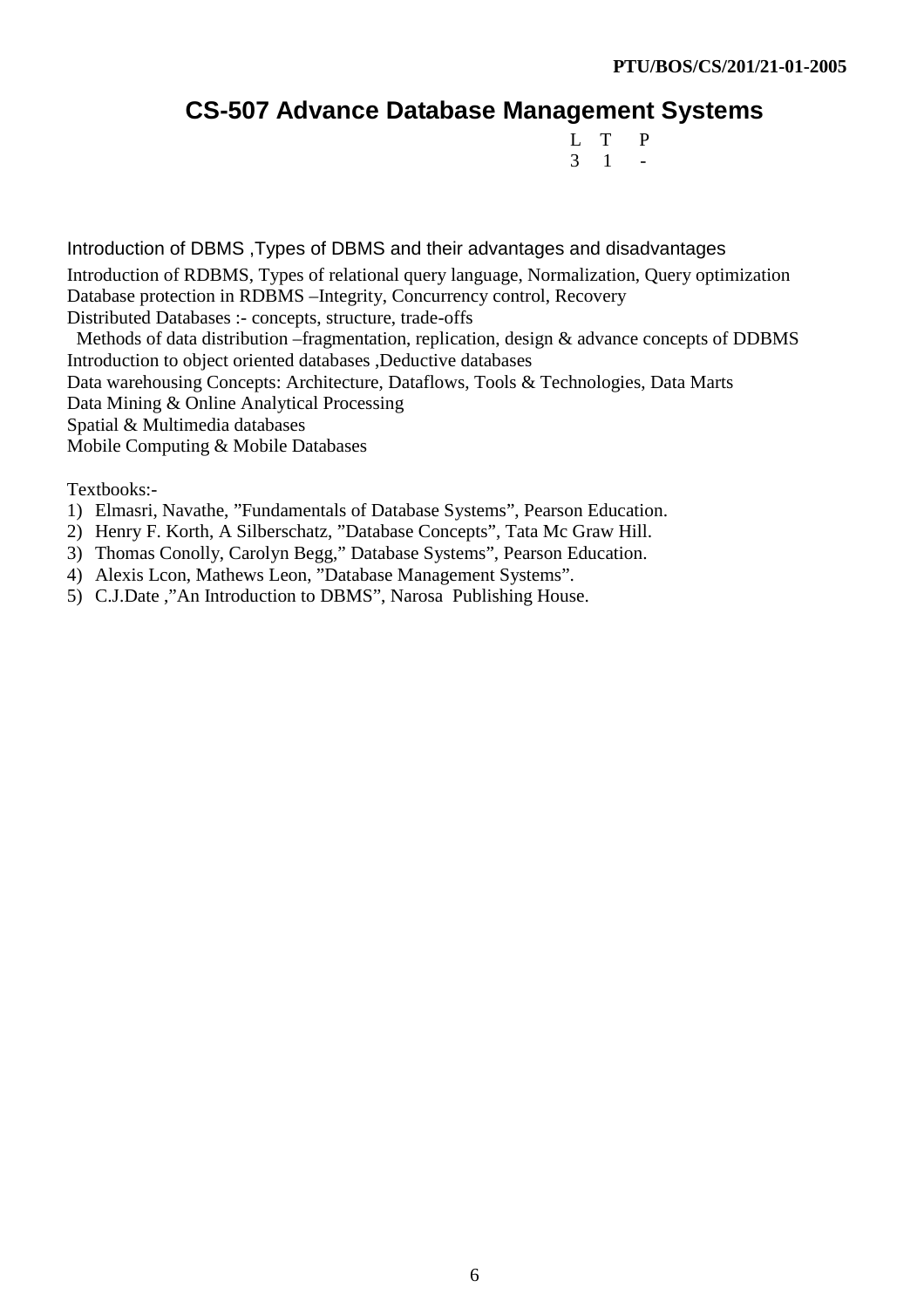# CS-507 Advance Database Management Systems

| L | T | P |
|---|---|---|
| 3 | 1 | - |

Introduction of DBMS ,Types of DBMS and their advantages and disadvantages

Introduction of RDBMS, Types of relational query language, Normalization, Query optimization
Database protection in RDBMS –Integrity, Concurrency control, Recovery
Distributed Databases :- concepts, structure, trade-offs
Methods of data distribution –fragmentation, replication, design & advance concepts of DDBMS
Introduction to object oriented databases ,Deductive databases
Data warehousing Concepts: Architecture, Dataflows, Tools & Technologies, Data Marts
Data Mining & Online Analytical Processing
Spatial & Multimedia databases
Mobile Computing & Mobile Databases

Textbooks:-

1) Elmasri, Navathe, "Fundamentals of Database Systems", Pearson Education.
2) Henry F. Korth, A Silberschatz, "Database Concepts", Tata Mc Graw Hill.
3) Thomas Conolly, Carolyn Begg," Database Systems", Pearson Education.
4) Alexis Lcon, Mathews Leon, "Database Management Systems".
5) C.J.Date ,"An Introduction to DBMS", Narosa Publishing House.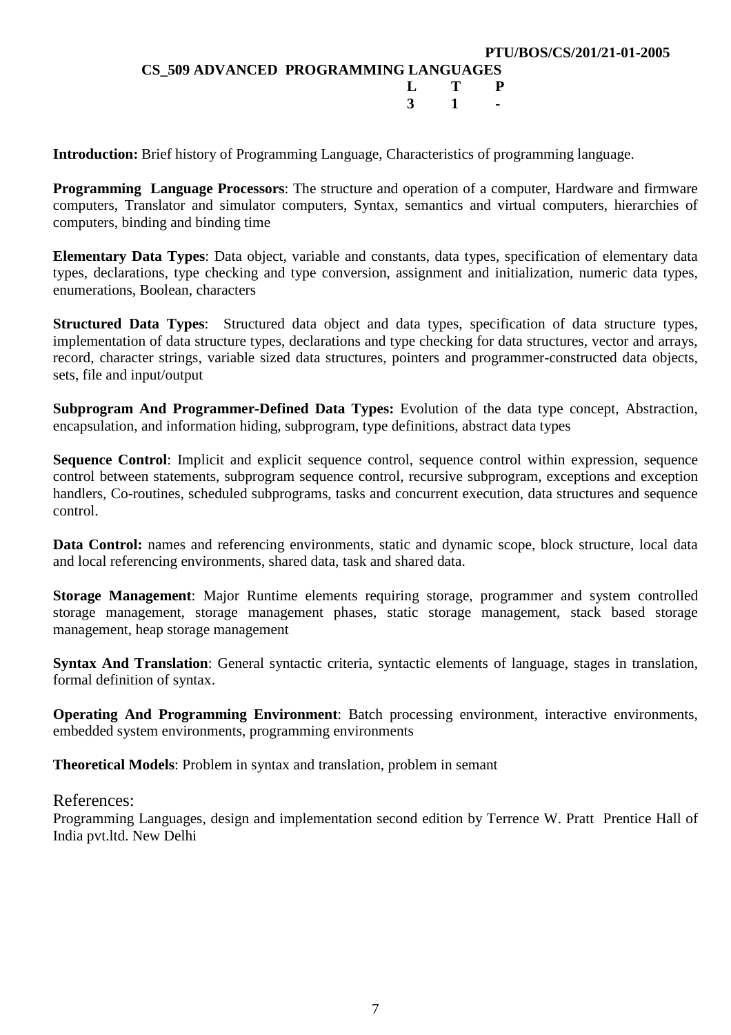PTU/BOS/CS/201/21-01-2005

## CS_509 ADVANCED PROGRAMMING LANGUAGES

| L | T | P |
|---|---|---|
| 3 | 1 | - |

**Introduction:** Brief history of Programming Language, Characteristics of programming language.

**Programming Language Processors**: The structure and operation of a computer, Hardware and firmware computers, Translator and simulator computers, Syntax, semantics and virtual computers, hierarchies of computers, binding and binding time

**Elementary Data Types**: Data object, variable and constants, data types, specification of elementary data types, declarations, type checking and type conversion, assignment and initialization, numeric data types, enumerations, Boolean, characters

**Structured Data Types**: Structured data object and data types, specification of data structure types, implementation of data structure types, declarations and type checking for data structures, vector and arrays, record, character strings, variable sized data structures, pointers and programmer-constructed data objects, sets, file and input/output

**Subprogram And Programmer-Defined Data Types:** Evolution of the data type concept, Abstraction, encapsulation, and information hiding, subprogram, type definitions, abstract data types

**Sequence Control**: Implicit and explicit sequence control, sequence control within expression, sequence control between statements, subprogram sequence control, recursive subprogram, exceptions and exception handlers, Co-routines, scheduled subprograms, tasks and concurrent execution, data structures and sequence control.

**Data Control:** names and referencing environments, static and dynamic scope, block structure, local data and local referencing environments, shared data, task and shared data.

**Storage Management**: Major Runtime elements requiring storage, programmer and system controlled storage management, storage management phases, static storage management, stack based storage management, heap storage management

**Syntax And Translation**: General syntactic criteria, syntactic elements of language, stages in translation, formal definition of syntax.

**Operating And Programming Environment**: Batch processing environment, interactive environments, embedded system environments, programming environments

**Theoretical Models**: Problem in syntax and translation, problem in semant

References:

Programming Languages, design and implementation second edition by Terrence W. Pratt Prentice Hall of India pvt.ltd. New Delhi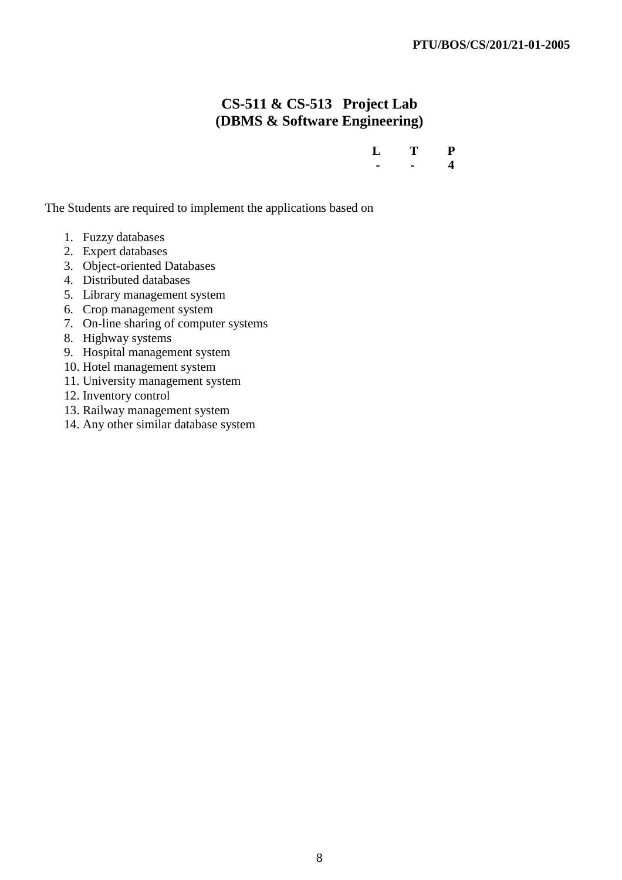## CS-511 & CS-513 Project Lab (DBMS & Software Engineering)

| L | T | P |
|---|---|---|
| - | - | 4 |

The Students are required to implement the applications based on

1. Fuzzy databases
2. Expert databases
3. Object-oriented Databases
4. Distributed databases
5. Library management system
6. Crop management system
7. On-line sharing of computer systems
8. Highway systems
9. Hospital management system
10. Hotel management system
11. University management system
12. Inventory control
13. Railway management system
14. Any other similar database system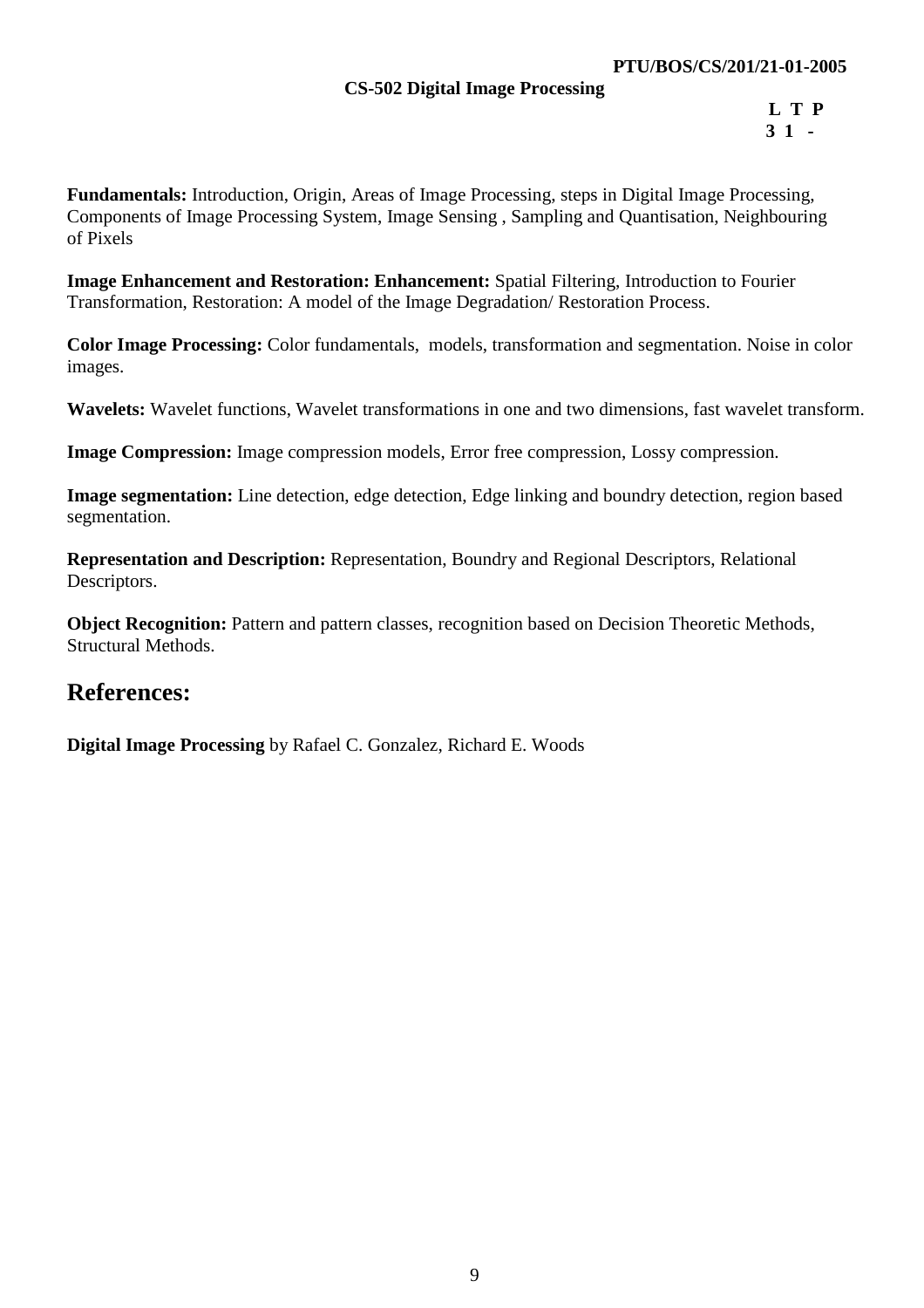PTU/BOS/CS/201/21-01-2005

## CS-502 Digital Image Processing

| L | T | P |
|---|---|---|
| 3 | 1 | - |

**Fundamentals:** Introduction, Origin, Areas of Image Processing, steps in Digital Image Processing, Components of Image Processing System, Image Sensing , Sampling and Quantisation, Neighbouring of Pixels

**Image Enhancement and Restoration: Enhancement:** Spatial Filtering, Introduction to Fourier Transformation, Restoration: A model of the Image Degradation/ Restoration Process.

**Color Image Processing:** Color fundamentals, models, transformation and segmentation. Noise in color images.

**Wavelets:** Wavelet functions, Wavelet transformations in one and two dimensions, fast wavelet transform.

**Image Compression:** Image compression models, Error free compression, Lossy compression.

**Image segmentation:** Line detection, edge detection, Edge linking and boundry detection, region based segmentation.

**Representation and Description:** Representation, Boundry and Regional Descriptors, Relational Descriptors.

**Object Recognition:** Pattern and pattern classes, recognition based on Decision Theoretic Methods, Structural Methods.

## References:

**Digital Image Processing** by Rafael C. Gonzalez, Richard E. Woods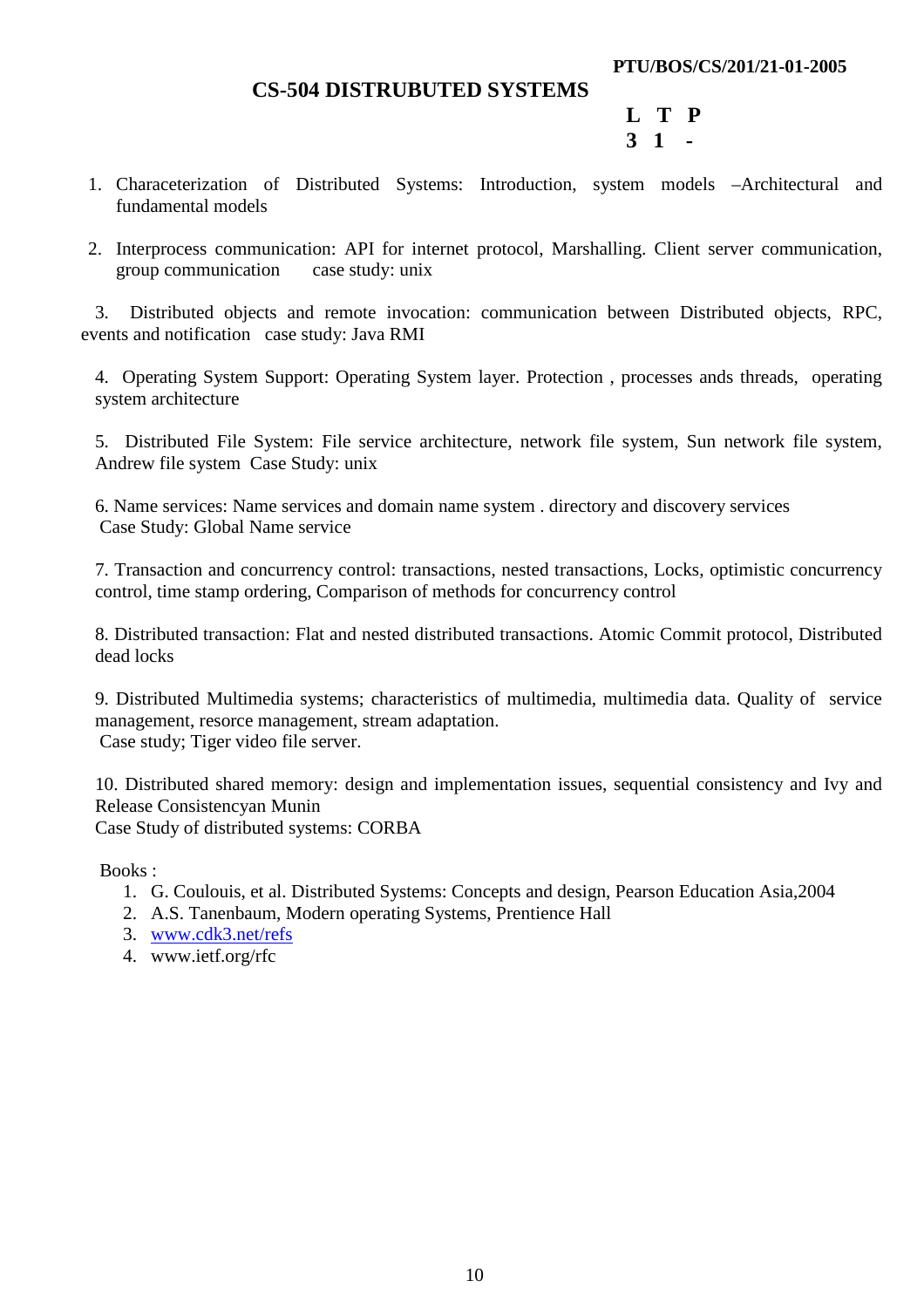**PTU/BOS/CS/201/21-01-2005**

## CS-504 DISTRUBUTED SYSTEMS

| L | T | P |
|---|---|---|
| 3 | 1 | - |

1. Characeterization of Distributed Systems: Introduction, system models –Architectural and fundamental models

2. Interprocess communication: API for internet protocol, Marshalling. Client server communication, group communication case study: unix

3. Distributed objects and remote invocation: communication between Distributed objects, RPC, events and notification case study: Java RMI

4. Operating System Support: Operating System layer. Protection , processes ands threads, operating system architecture

5. Distributed File System: File service architecture, network file system, Sun network file system, Andrew file system Case Study: unix

6. Name services: Name services and domain name system . directory and discovery services
Case Study: Global Name service

7. Transaction and concurrency control: transactions, nested transactions, Locks, optimistic concurrency control, time stamp ordering, Comparison of methods for concurrency control

8. Distributed transaction: Flat and nested distributed transactions. Atomic Commit protocol, Distributed dead locks

9. Distributed Multimedia systems; characteristics of multimedia, multimedia data. Quality of service management, resorce management, stream adaptation.
Case study; Tiger video file server.

10. Distributed shared memory: design and implementation issues, sequential consistency and Ivy and Release Consistencyan Munin
Case Study of distributed systems: CORBA

Books :

1. G. Coulouis, et al. Distributed Systems: Concepts and design, Pearson Education Asia,2004
2. A.S. Tanenbaum, Modern operating Systems, Prentience Hall
3. www.cdk3.net/refs
4. www.ietf.org/rfc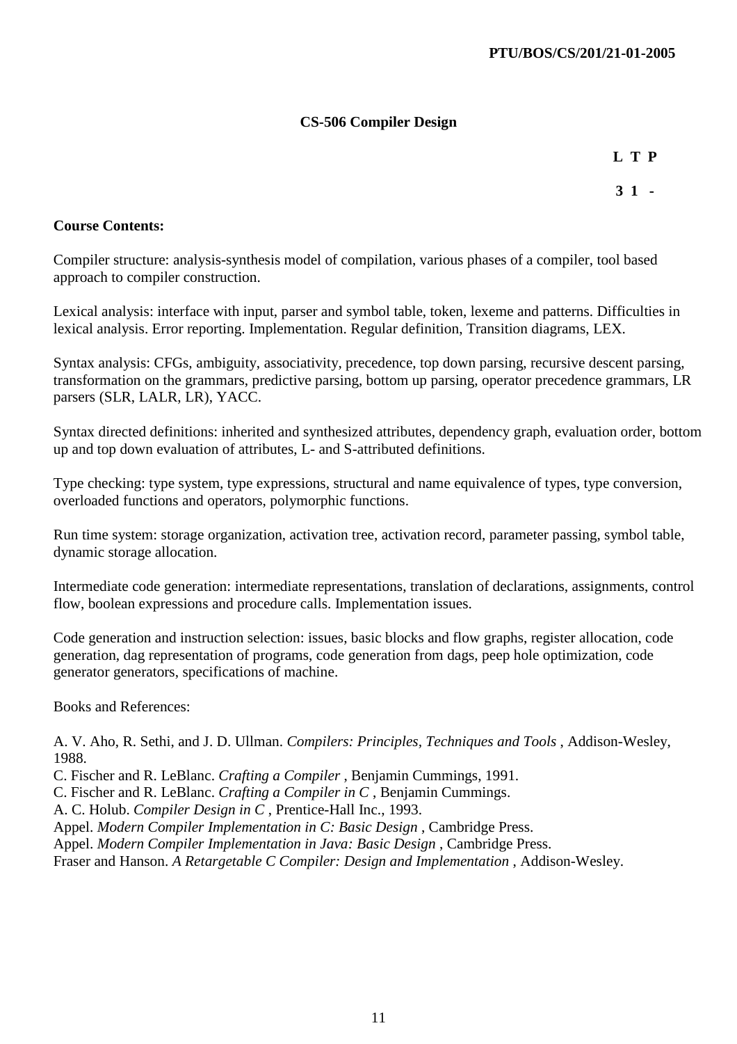## CS-506 Compiler Design

| L | T | P |
|---|---|---|
| 3 | 1 | - |

**Course Contents:**

Compiler structure: analysis-synthesis model of compilation, various phases of a compiler, tool based approach to compiler construction.

Lexical analysis: interface with input, parser and symbol table, token, lexeme and patterns. Difficulties in lexical analysis. Error reporting. Implementation. Regular definition, Transition diagrams, LEX.

Syntax analysis: CFGs, ambiguity, associativity, precedence, top down parsing, recursive descent parsing, transformation on the grammars, predictive parsing, bottom up parsing, operator precedence grammars, LR parsers (SLR, LALR, LR), YACC.

Syntax directed definitions: inherited and synthesized attributes, dependency graph, evaluation order, bottom up and top down evaluation of attributes, L- and S-attributed definitions.

Type checking: type system, type expressions, structural and name equivalence of types, type conversion, overloaded functions and operators, polymorphic functions.

Run time system: storage organization, activation tree, activation record, parameter passing, symbol table, dynamic storage allocation.

Intermediate code generation: intermediate representations, translation of declarations, assignments, control flow, boolean expressions and procedure calls. Implementation issues.

Code generation and instruction selection: issues, basic blocks and flow graphs, register allocation, code generation, dag representation of programs, code generation from dags, peep hole optimization, code generator generators, specifications of machine.

Books and References:

A. V. Aho, R. Sethi, and J. D. Ullman. *Compilers: Principles, Techniques and Tools* , Addison-Wesley, 1988.
C. Fischer and R. LeBlanc. *Crafting a Compiler* , Benjamin Cummings, 1991.
C. Fischer and R. LeBlanc. *Crafting a Compiler in C* , Benjamin Cummings.
A. C. Holub. *Compiler Design in C* , Prentice-Hall Inc., 1993.
Appel. *Modern Compiler Implementation in C: Basic Design* , Cambridge Press.
Appel. *Modern Compiler Implementation in Java: Basic Design* , Cambridge Press.
Fraser and Hanson. *A Retargetable C Compiler: Design and Implementation* , Addison-Wesley.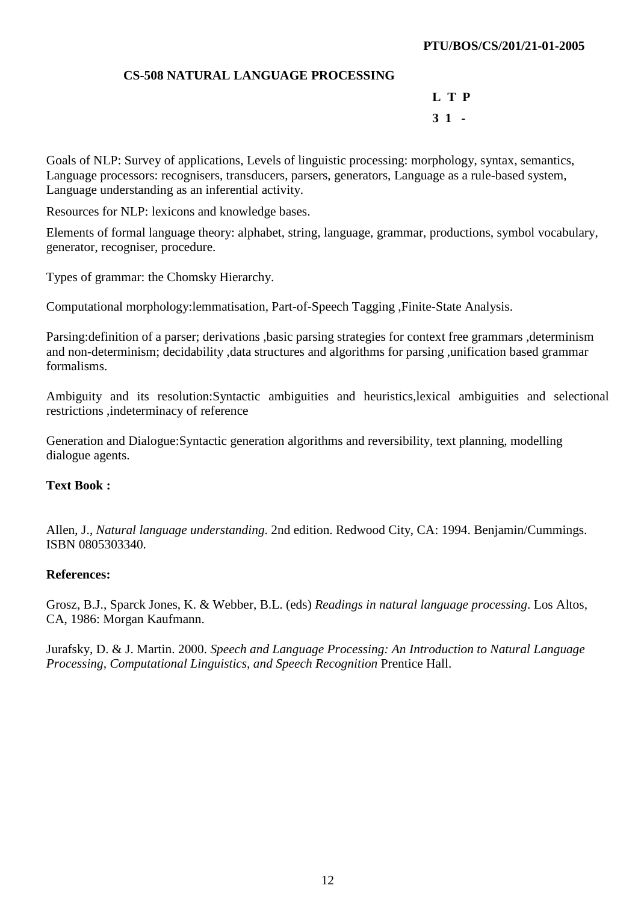**PTU/BOS/CS/201/21-01-2005**

## CS-508 NATURAL LANGUAGE PROCESSING

| L | T | P |
|---|---|---|
| 3 | 1 | - |

Goals of NLP: Survey of applications, Levels of linguistic processing: morphology, syntax, semantics, Language processors: recognisers, transducers, parsers, generators, Language as a rule-based system, Language understanding as an inferential activity.

Resources for NLP: lexicons and knowledge bases.

Elements of formal language theory: alphabet, string, language, grammar, productions, symbol vocabulary, generator, recogniser, procedure.

Types of grammar: the Chomsky Hierarchy.

Computational morphology:lemmatisation, Part-of-Speech Tagging ,Finite-State Analysis.

Parsing:definition of a parser; derivations ,basic parsing strategies for context free grammars ,determinism and non-determinism; decidability ,data structures and algorithms for parsing ,unification based grammar formalisms.

Ambiguity and its resolution:Syntactic ambiguities and heuristics,lexical ambiguities and selectional restrictions ,indeterminacy of reference

Generation and Dialogue:Syntactic generation algorithms and reversibility, text planning, modelling dialogue agents.

**Text Book :**

Allen, J., *Natural language understanding*. 2nd edition. Redwood City, CA: 1994. Benjamin/Cummings. ISBN 0805303340.

**References:**

Grosz, B.J., Sparck Jones, K. & Webber, B.L. (eds) *Readings in natural language processing*. Los Altos, CA, 1986: Morgan Kaufmann.

Jurafsky, D. & J. Martin. 2000. *Speech and Language Processing: An Introduction to Natural Language Processing, Computational Linguistics, and Speech Recognition* Prentice Hall.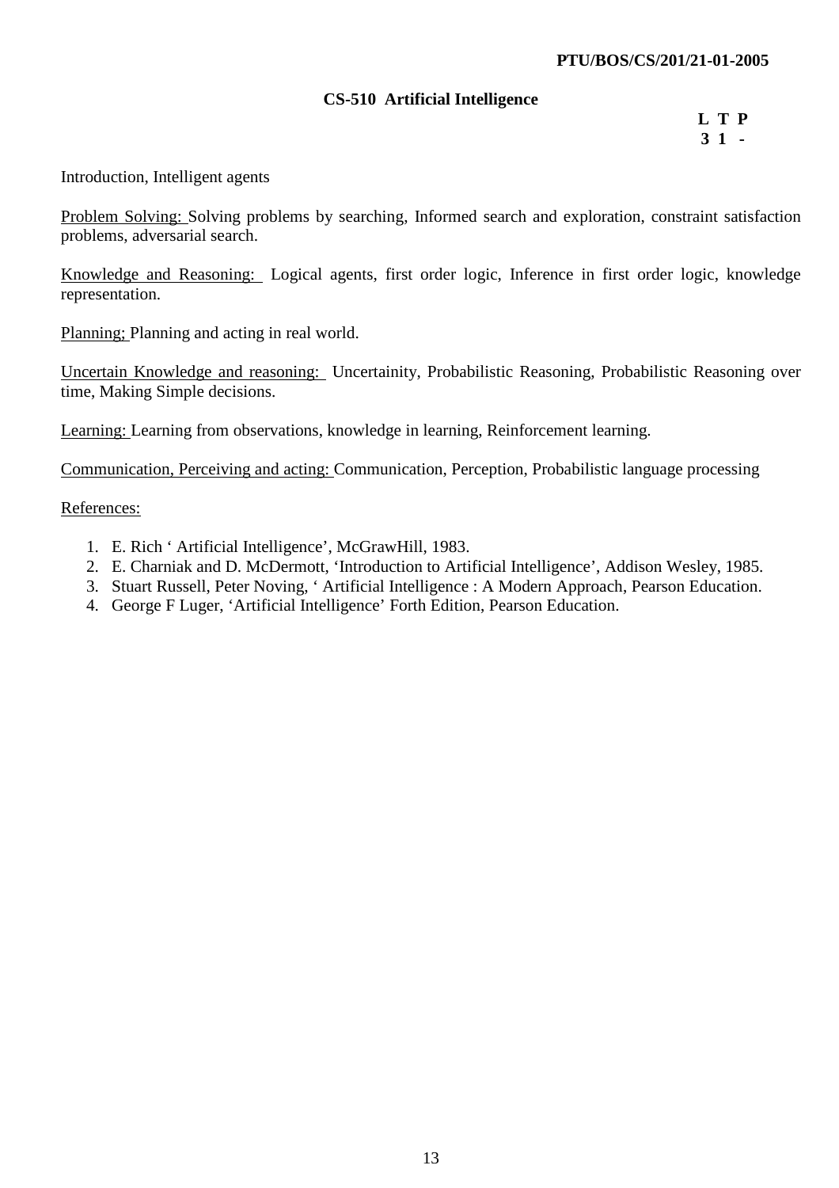PTU/BOS/CS/201/21-01-2005

## CS-510 Artificial Intelligence

| L | T | P |
|---|---|---|
| 3 | 1 | - |

Introduction, Intelligent agents

Problem Solving: Solving problems by searching, Informed search and exploration, constraint satisfaction problems, adversarial search.

Knowledge and Reasoning: Logical agents, first order logic, Inference in first order logic, knowledge representation.

Planning; Planning and acting in real world.

Uncertain Knowledge and reasoning: Uncertainity, Probabilistic Reasoning, Probabilistic Reasoning over time, Making Simple decisions.

Learning: Learning from observations, knowledge in learning, Reinforcement learning.

Communication, Perceiving and acting: Communication, Perception, Probabilistic language processing

References:

1. E. Rich ' Artificial Intelligence', McGrawHill, 1983.
2. E. Charniak and D. McDermott, 'Introduction to Artificial Intelligence', Addison Wesley, 1985.
3. Stuart Russell, Peter Noving, ' Artificial Intelligence : A Modern Approach, Pearson Education.
4. George F Luger, 'Artificial Intelligence' Forth Edition, Pearson Education.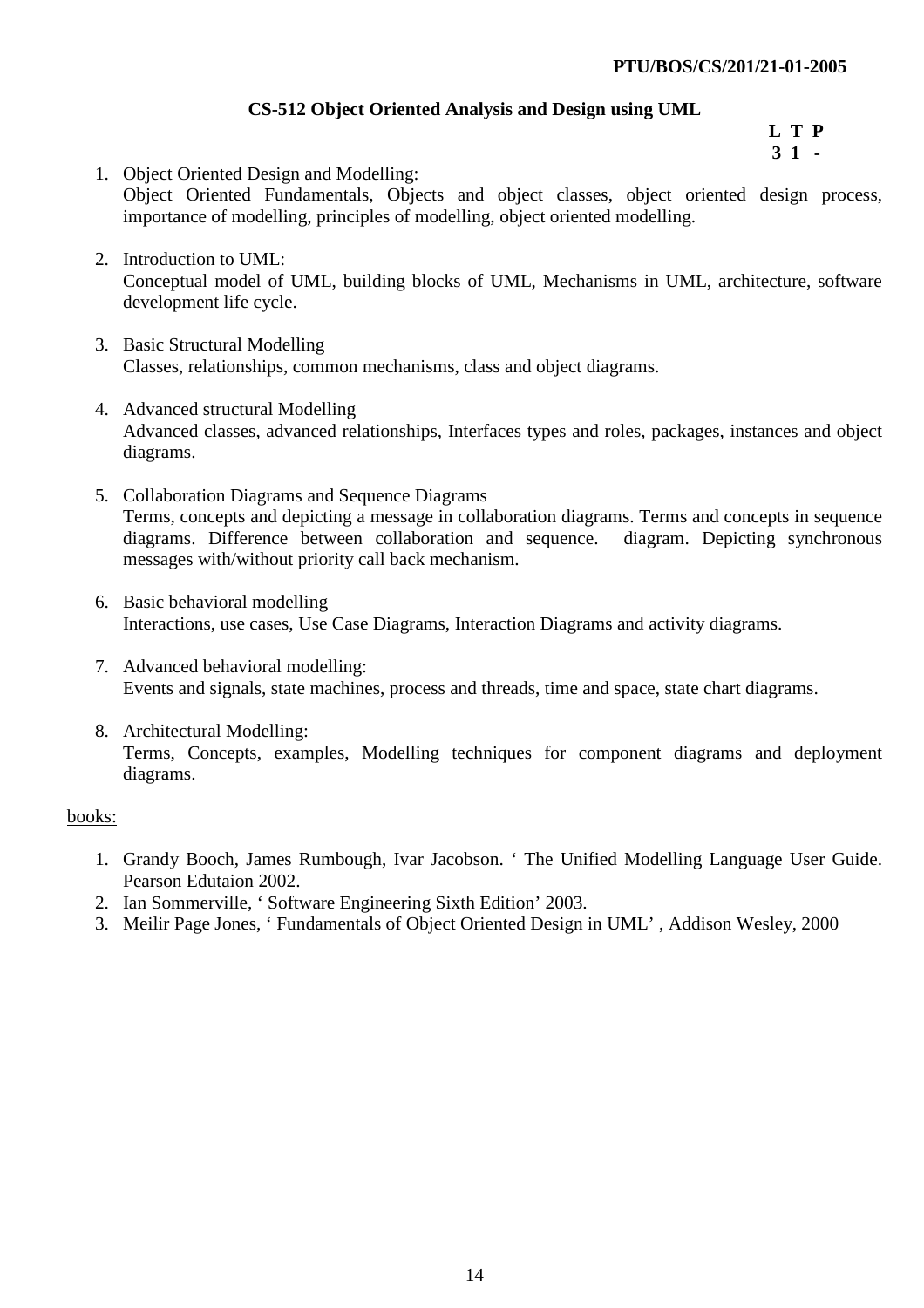PTU/BOS/CS/201/21-01-2005

## CS-512 Object Oriented Analysis and Design using UML

| L | T | P |
|---|---|---|
| 3 | 1 | - |

1. Object Oriented Design and Modelling:
   Object Oriented Fundamentals, Objects and object classes, object oriented design process, importance of modelling, principles of modelling, object oriented modelling.

2. Introduction to UML:
   Conceptual model of UML, building blocks of UML, Mechanisms in UML, architecture, software development life cycle.

3. Basic Structural Modelling
   Classes, relationships, common mechanisms, class and object diagrams.

4. Advanced structural Modelling
   Advanced classes, advanced relationships, Interfaces types and roles, packages, instances and object diagrams.

5. Collaboration Diagrams and Sequence Diagrams
   Terms, concepts and depicting a message in collaboration diagrams. Terms and concepts in sequence diagrams. Difference between collaboration and sequence. diagram. Depicting synchronous messages with/without priority call back mechanism.

6. Basic behavioral modelling
   Interactions, use cases, Use Case Diagrams, Interaction Diagrams and activity diagrams.

7. Advanced behavioral modelling:
   Events and signals, state machines, process and threads, time and space, state chart diagrams.

8. Architectural Modelling:
   Terms, Concepts, examples, Modelling techniques for component diagrams and deployment diagrams.

books:

1. Grandy Booch, James Rumbough, Ivar Jacobson. ' The Unified Modelling Language User Guide. Pearson Edutaion 2002.
2. Ian Sommerville, ' Software Engineering Sixth Edition' 2003.
3. Meilir Page Jones, ' Fundamentals of Object Oriented Design in UML' , Addison Wesley, 2000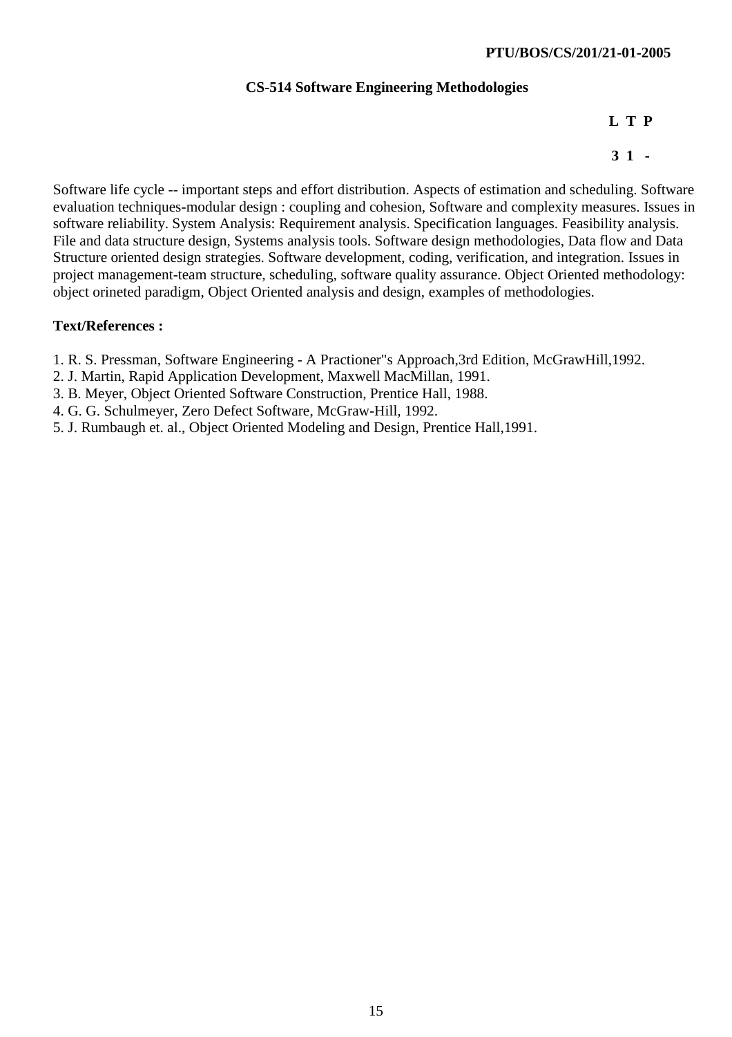PTU/BOS/CS/201/21-01-2005

## CS-514 Software Engineering Methodologies

| L | T | P |
|---|---|---|
| 3 | 1 | - |

Software life cycle -- important steps and effort distribution. Aspects of estimation and scheduling. Software evaluation techniques-modular design : coupling and cohesion, Software and complexity measures. Issues in software reliability. System Analysis: Requirement analysis. Specification languages. Feasibility analysis. File and data structure design, Systems analysis tools. Software design methodologies, Data flow and Data Structure oriented design strategies. Software development, coding, verification, and integration. Issues in project management-team structure, scheduling, software quality assurance. Object Oriented methodology: object orineted paradigm, Object Oriented analysis and design, examples of methodologies.

**Text/References :**

1. R. S. Pressman, Software Engineering - A Practioner"s Approach,3rd Edition, McGrawHill,1992.
2. J. Martin, Rapid Application Development, Maxwell MacMillan, 1991.
3. B. Meyer, Object Oriented Software Construction, Prentice Hall, 1988.
4. G. G. Schulmeyer, Zero Defect Software, McGraw-Hill, 1992.
5. J. Rumbaugh et. al., Object Oriented Modeling and Design, Prentice Hall,1991.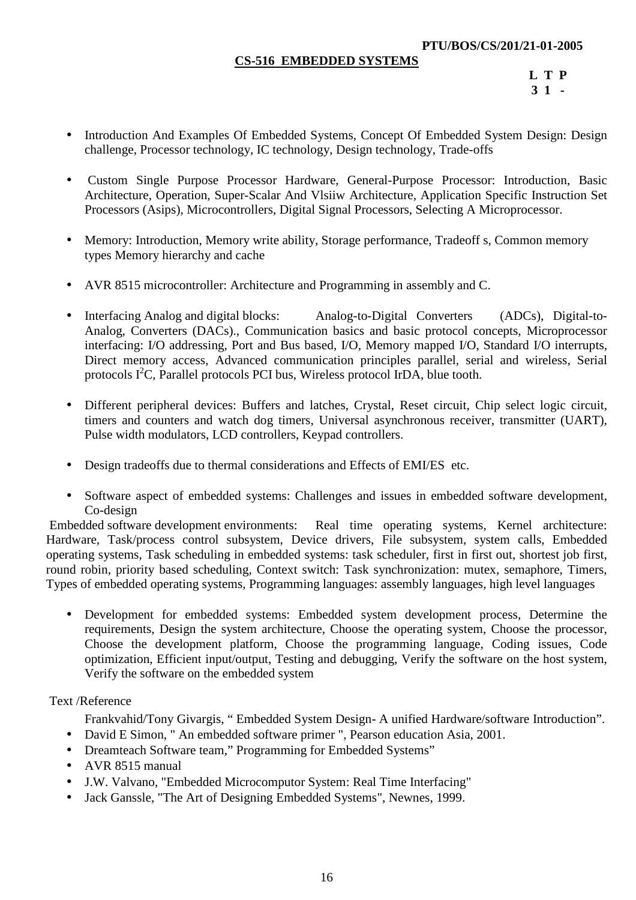PTU/BOS/CS/201/21-01-2005

## CS-516 EMBEDDED SYSTEMS

**L T P**
**3 1 -**

- Introduction And Examples Of Embedded Systems, Concept Of Embedded System Design: Design challenge, Processor technology, IC technology, Design technology, Trade-offs
- Custom Single Purpose Processor Hardware, General-Purpose Processor: Introduction, Basic Architecture, Operation, Super-Scalar And Vlsiiw Architecture, Application Specific Instruction Set Processors (Asips), Microcontrollers, Digital Signal Processors, Selecting A Microprocessor.
- Memory: Introduction, Memory write ability, Storage performance, Tradeoff s, Common memory types Memory hierarchy and cache
- AVR 8515 microcontroller: Architecture and Programming in assembly and C.
- Interfacing Analog and digital blocks: Analog-to-Digital Converters (ADCs), Digital-to-Analog, Converters (DACs)., Communication basics and basic protocol concepts, Microprocessor interfacing: I/O addressing, Port and Bus based, I/O, Memory mapped I/O, Standard I/O interrupts, Direct memory access, Advanced communication principles parallel, serial and wireless, Serial protocols $I^2C$, Parallel protocols PCI bus, Wireless protocol IrDA, blue tooth.
- Different peripheral devices: Buffers and latches, Crystal, Reset circuit, Chip select logic circuit, timers and counters and watch dog timers, Universal asynchronous receiver, transmitter (UART), Pulse width modulators, LCD controllers, Keypad controllers.
- Design tradeoffs due to thermal considerations and Effects of EMI/ES etc.
- Software aspect of embedded systems: Challenges and issues in embedded software development, Co-design

Embedded software development environments: Real time operating systems, Kernel architecture: Hardware, Task/process control subsystem, Device drivers, File subsystem, system calls, Embedded operating systems, Task scheduling in embedded systems: task scheduler, first in first out, shortest job first, round robin, priority based scheduling, Context switch: Task synchronization: mutex, semaphore, Timers, Types of embedded operating systems, Programming languages: assembly languages, high level languages

- Development for embedded systems: Embedded system development process, Determine the requirements, Design the system architecture, Choose the operating system, Choose the processor, Choose the development platform, Choose the programming language, Coding issues, Code optimization, Efficient input/output, Testing and debugging, Verify the software on the host system, Verify the software on the embedded system

Text /Reference

Frankvahid/Tony Givargis, " Embedded System Design- A unified Hardware/software Introduction".

- David E Simon, " An embedded software primer ", Pearson education Asia, 2001.
- Dreamteach Software team," Programming for Embedded Systems"
- AVR 8515 manual
- J.W. Valvano, "Embedded Microcomputor System: Real Time Interfacing"
- Jack Ganssle, "The Art of Designing Embedded Systems", Newnes, 1999.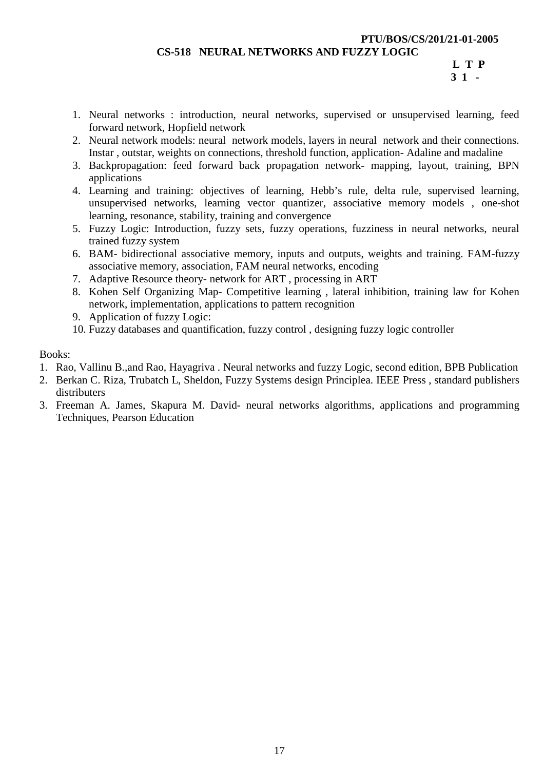**PTU/BOS/CS/201/21-01-2005**

## CS-518 NEURAL NETWORKS AND FUZZY LOGIC

| L | T | P |
|---|---|---|
| 3 | 1 | - |

1. Neural networks : introduction, neural networks, supervised or unsupervised learning, feed forward network, Hopfield network
2. Neural network models: neural network models, layers in neural network and their connections. Instar , outstar, weights on connections, threshold function, application- Adaline and madaline
3. Backpropagation: feed forward back propagation network- mapping, layout, training, BPN applications
4. Learning and training: objectives of learning, Hebb's rule, delta rule, supervised learning, unsupervised networks, learning vector quantizer, associative memory models , one-shot learning, resonance, stability, training and convergence
5. Fuzzy Logic: Introduction, fuzzy sets, fuzzy operations, fuzziness in neural networks, neural trained fuzzy system
6. BAM- bidirectional associative memory, inputs and outputs, weights and training. FAM-fuzzy associative memory, association, FAM neural networks, encoding
7. Adaptive Resource theory- network for ART , processing in ART
8. Kohen Self Organizing Map- Competitive learning , lateral inhibition, training law for Kohen network, implementation, applications to pattern recognition
9. Application of fuzzy Logic:
10. Fuzzy databases and quantification, fuzzy control , designing fuzzy logic controller

Books:

1. Rao, Vallinu B.,and Rao, Hayagriva . Neural networks and fuzzy Logic, second edition, BPB Publication
2. Berkan C. Riza, Trubatch L, Sheldon, Fuzzy Systems design Principlea. IEEE Press , standard publishers distributers
3. Freeman A. James, Skapura M. David- neural networks algorithms, applications and programming Techniques, Pearson Education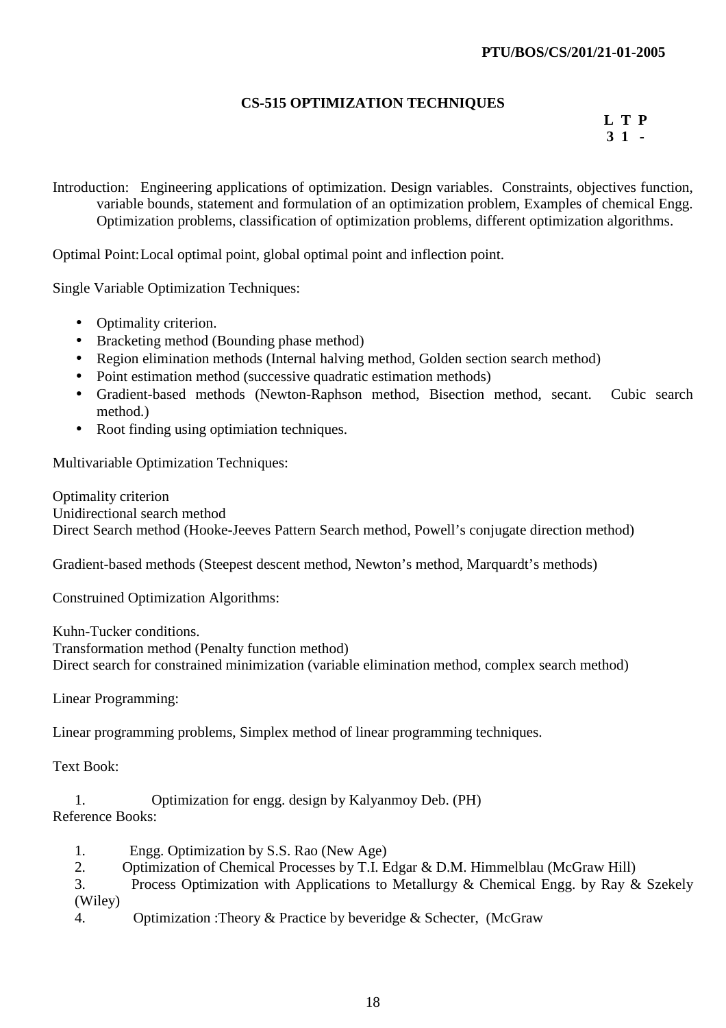PTU/BOS/CS/201/21-01-2005

## CS-515 OPTIMIZATION TECHNIQUES

| L | T | P |
|---|---|---|
| 3 | 1 | - |

Introduction: Engineering applications of optimization. Design variables. Constraints, objectives function, variable bounds, statement and formulation of an optimization problem, Examples of chemical Engg. Optimization problems, classification of optimization problems, different optimization algorithms.

Optimal Point: Local optimal point, global optimal point and inflection point.

Single Variable Optimization Techniques:

- Optimality criterion.
- Bracketing method (Bounding phase method)
- Region elimination methods (Internal halving method, Golden section search method)
- Point estimation method (successive quadratic estimation methods)
- Gradient-based methods (Newton-Raphson method, Bisection method, secant. Cubic search method.)
- Root finding using optimiation techniques.

Multivariable Optimization Techniques:

Optimality criterion
Unidirectional search method
Direct Search method (Hooke-Jeeves Pattern Search method, Powell's conjugate direction method)

Gradient-based methods (Steepest descent method, Newton's method, Marquardt's methods)

Construined Optimization Algorithms:

Kuhn-Tucker conditions.
Transformation method (Penalty function method)
Direct search for constrained minimization (variable elimination method, complex search method)

Linear Programming:

Linear programming problems, Simplex method of linear programming techniques.

Text Book:

1. Optimization for engg. design by Kalyanmoy Deb. (PH)

Reference Books:

1. Engg. Optimization by S.S. Rao (New Age)
2. Optimization of Chemical Processes by T.I. Edgar & D.M. Himmelblau (McGraw Hill)
3. Process Optimization with Applications to Metallurgy & Chemical Engg. by Ray & Szekely (Wiley)
4. Optimization :Theory & Practice by beveridge & Schecter, (McGraw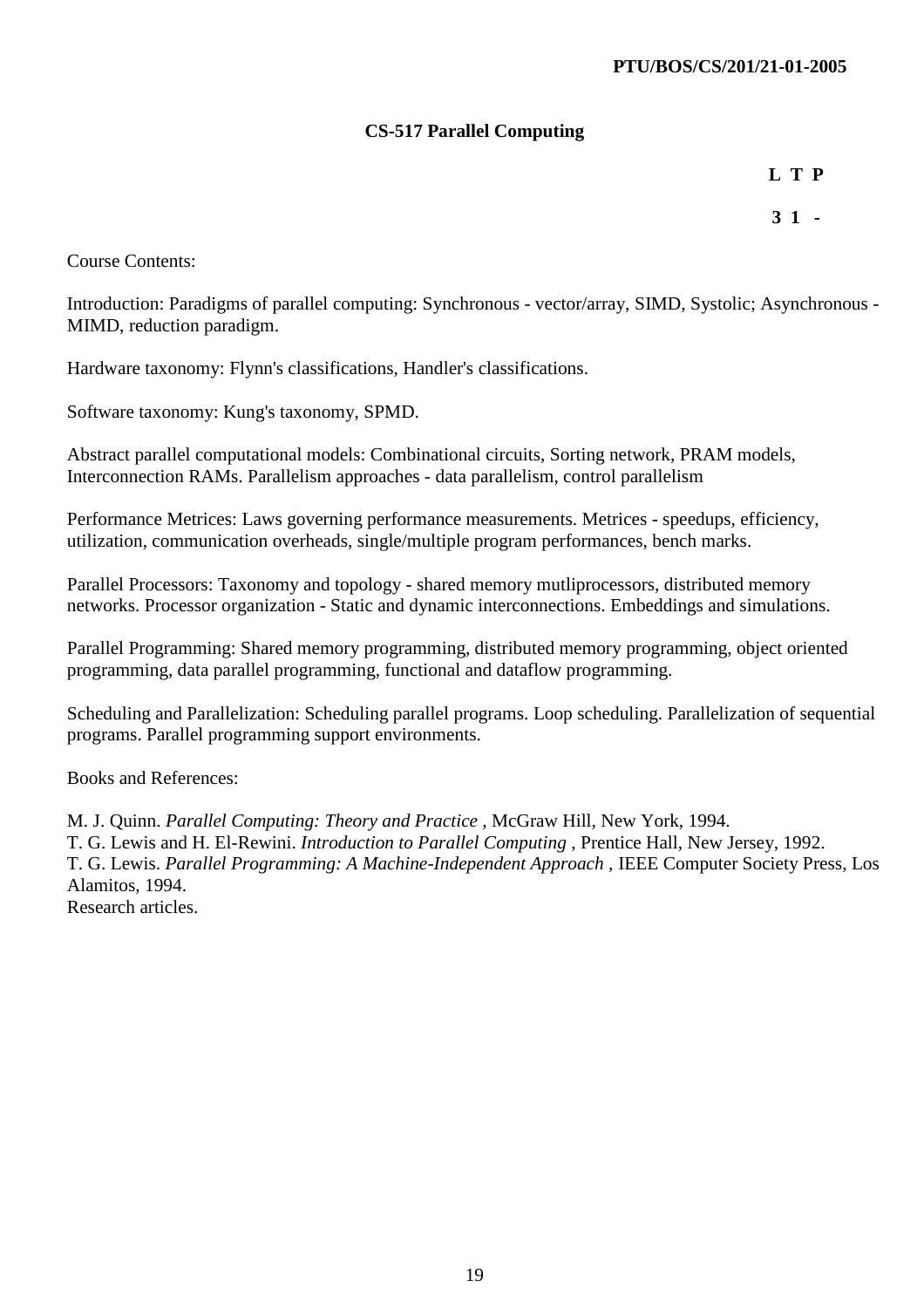PTU/BOS/CS/201/21-01-2005

## CS-517 Parallel Computing

| L | T | P |
|---|---|---|
| 3 | 1 | - |

Course Contents:

Introduction: Paradigms of parallel computing: Synchronous - vector/array, SIMD, Systolic; Asynchronous - MIMD, reduction paradigm.

Hardware taxonomy: Flynn's classifications, Handler's classifications.

Software taxonomy: Kung's taxonomy, SPMD.

Abstract parallel computational models: Combinational circuits, Sorting network, PRAM models, Interconnection RAMs. Parallelism approaches - data parallelism, control parallelism

Performance Metrices: Laws governing performance measurements. Metrices - speedups, efficiency, utilization, communication overheads, single/multiple program performances, bench marks.

Parallel Processors: Taxonomy and topology - shared memory mutliprocessors, distributed memory networks. Processor organization - Static and dynamic interconnections. Embeddings and simulations.

Parallel Programming: Shared memory programming, distributed memory programming, object oriented programming, data parallel programming, functional and dataflow programming.

Scheduling and Parallelization: Scheduling parallel programs. Loop scheduling. Parallelization of sequential programs. Parallel programming support environments.

Books and References:

M. J. Quinn. *Parallel Computing: Theory and Practice* , McGraw Hill, New York, 1994.  
T. G. Lewis and H. El-Rewini. *Introduction to Parallel Computing* , Prentice Hall, New Jersey, 1992.  
T. G. Lewis. *Parallel Programming: A Machine-Independent Approach* , IEEE Computer Society Press, Los Alamitos, 1994.  
Research articles.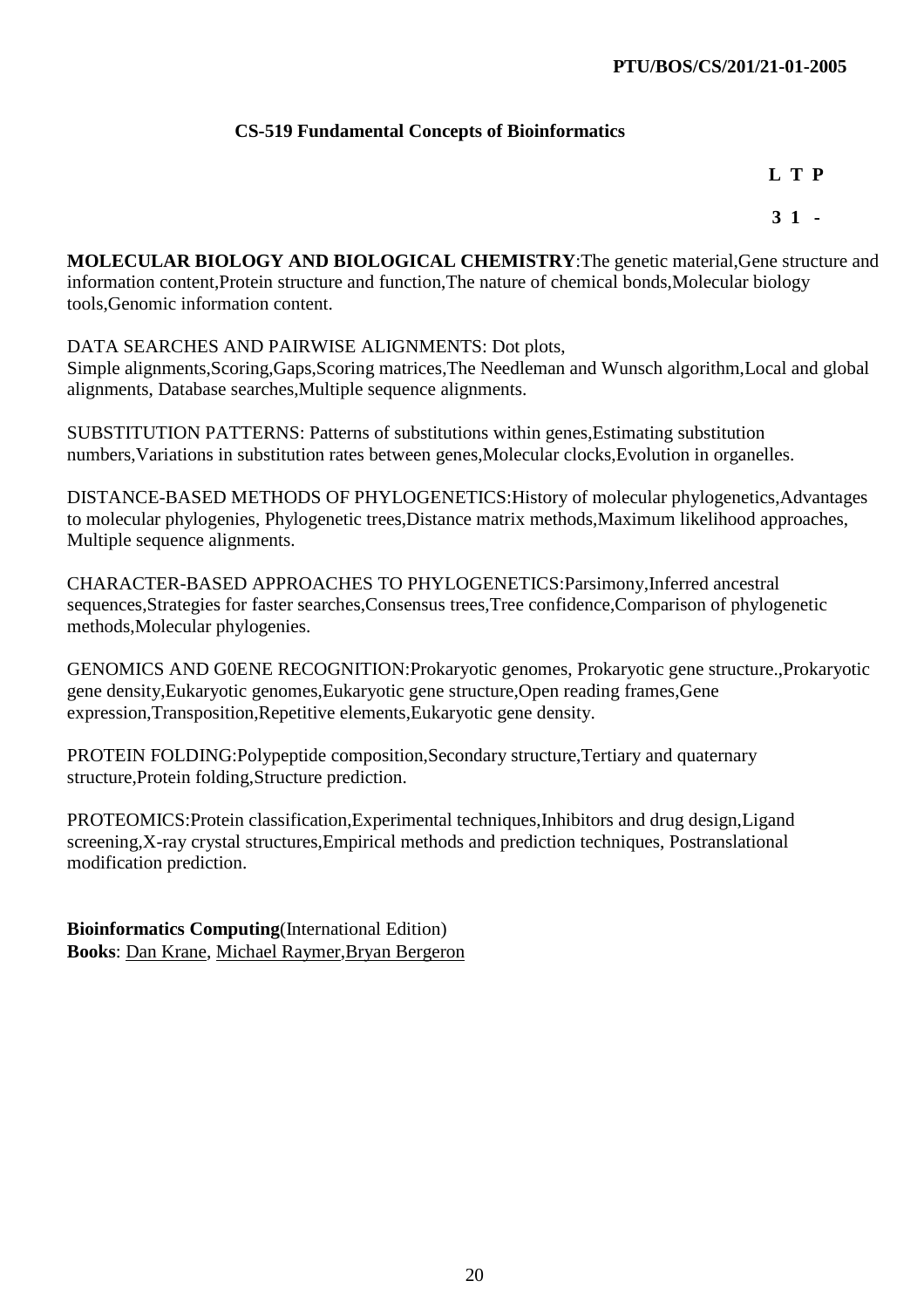PTU/BOS/CS/201/21-01-2005

## CS-519 Fundamental Concepts of Bioinformatics

| L | T | P |
|---|---|---|
| 3 | 1 | - |

**MOLECULAR BIOLOGY AND BIOLOGICAL CHEMISTRY**:The genetic material,Gene structure and information content,Protein structure and function,The nature of chemical bonds,Molecular biology tools,Genomic information content.

DATA SEARCHES AND PAIRWISE ALIGNMENTS: Dot plots, Simple alignments,Scoring,Gaps,Scoring matrices,The Needleman and Wunsch algorithm,Local and global alignments, Database searches,Multiple sequence alignments.

SUBSTITUTION PATTERNS: Patterns of substitutions within genes,Estimating substitution numbers,Variations in substitution rates between genes,Molecular clocks,Evolution in organelles.

DISTANCE-BASED METHODS OF PHYLOGENETICS:History of molecular phylogenetics,Advantages to molecular phylogenies, Phylogenetic trees,Distance matrix methods,Maximum likelihood approaches, Multiple sequence alignments.

CHARACTER-BASED APPROACHES TO PHYLOGENETICS:Parsimony,Inferred ancestral sequences,Strategies for faster searches,Consensus trees,Tree confidence,Comparison of phylogenetic methods,Molecular phylogenies.

GENOMICS AND G0ENE RECOGNITION:Prokaryotic genomes, Prokaryotic gene structure.,Prokaryotic gene density,Eukaryotic genomes,Eukaryotic gene structure,Open reading frames,Gene expression,Transposition,Repetitive elements,Eukaryotic gene density.

PROTEIN FOLDING:Polypeptide composition,Secondary structure,Tertiary and quaternary structure,Protein folding,Structure prediction.

PROTEOMICS:Protein classification,Experimental techniques,Inhibitors and drug design,Ligand screening,X-ray crystal structures,Empirical methods and prediction techniques, Postranslational modification prediction.

**Bioinformatics Computing**(International Edition)
**Books**: Dan Krane, Michael Raymer,Bryan Bergeron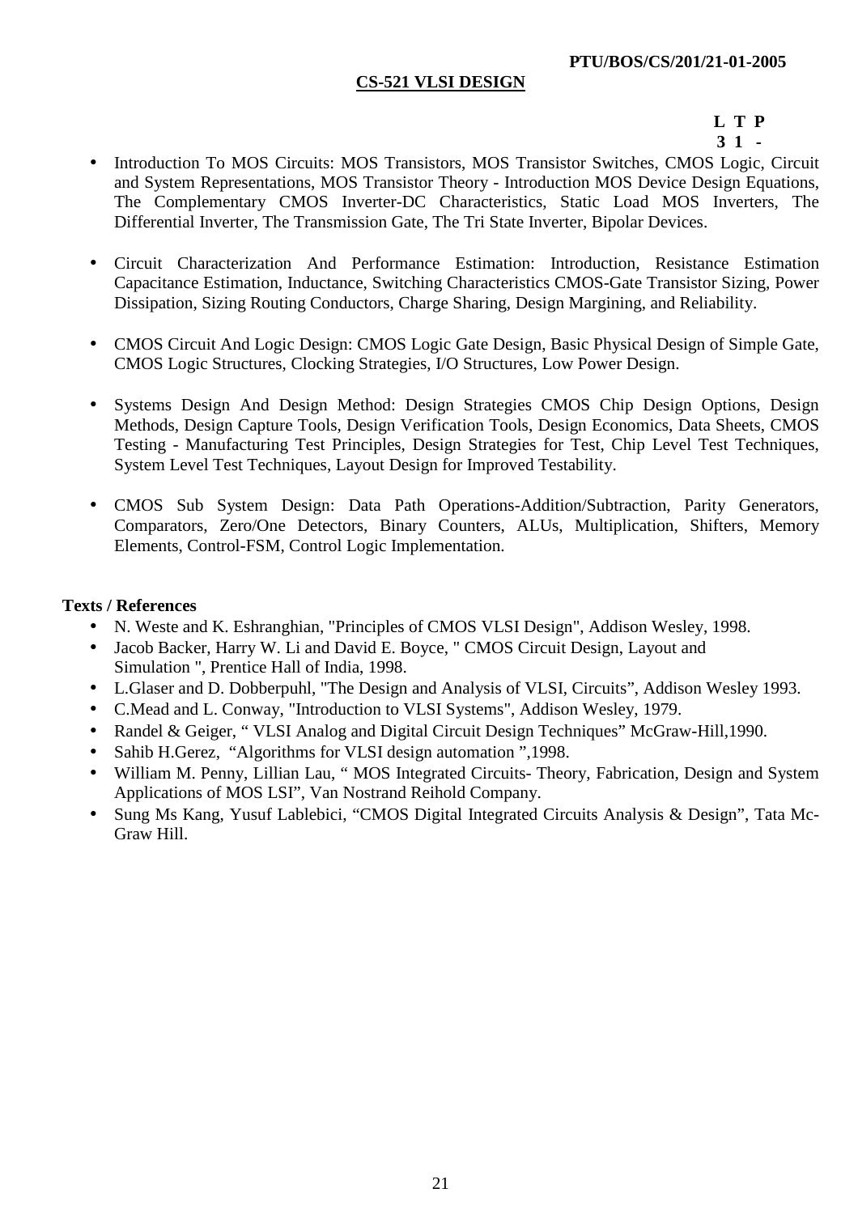PTU/BOS/CS/201/21-01-2005

## CS-521 VLSI DESIGN

| L | T | P |
|---|---|---|
| 3 | 1 | - |

- Introduction To MOS Circuits: MOS Transistors, MOS Transistor Switches, CMOS Logic, Circuit and System Representations, MOS Transistor Theory - Introduction MOS Device Design Equations, The Complementary CMOS Inverter-DC Characteristics, Static Load MOS Inverters, The Differential Inverter, The Transmission Gate, The Tri State Inverter, Bipolar Devices.

- Circuit Characterization And Performance Estimation: Introduction, Resistance Estimation Capacitance Estimation, Inductance, Switching Characteristics CMOS-Gate Transistor Sizing, Power Dissipation, Sizing Routing Conductors, Charge Sharing, Design Margining, and Reliability.

- CMOS Circuit And Logic Design: CMOS Logic Gate Design, Basic Physical Design of Simple Gate, CMOS Logic Structures, Clocking Strategies, I/O Structures, Low Power Design.

- Systems Design And Design Method: Design Strategies CMOS Chip Design Options, Design Methods, Design Capture Tools, Design Verification Tools, Design Economics, Data Sheets, CMOS Testing - Manufacturing Test Principles, Design Strategies for Test, Chip Level Test Techniques, System Level Test Techniques, Layout Design for Improved Testability.

- CMOS Sub System Design: Data Path Operations-Addition/Subtraction, Parity Generators, Comparators, Zero/One Detectors, Binary Counters, ALUs, Multiplication, Shifters, Memory Elements, Control-FSM, Control Logic Implementation.

**Texts / References**

- N. Weste and K. Eshranghian, "Principles of CMOS VLSI Design", Addison Wesley, 1998.
- Jacob Backer, Harry W. Li and David E. Boyce, " CMOS Circuit Design, Layout and Simulation ", Prentice Hall of India, 1998.
- L.Glaser and D. Dobberpuhl, "The Design and Analysis of VLSI, Circuits", Addison Wesley 1993.
- C.Mead and L. Conway, "Introduction to VLSI Systems", Addison Wesley, 1979.
- Randel & Geiger, " VLSI Analog and Digital Circuit Design Techniques" McGraw-Hill,1990.
- Sahib H.Gerez, "Algorithms for VLSI design automation ",1998.
- William M. Penny, Lillian Lau, " MOS Integrated Circuits- Theory, Fabrication, Design and System Applications of MOS LSI", Van Nostrand Reihold Company.
- Sung Ms Kang, Yusuf Lablebici, "CMOS Digital Integrated Circuits Analysis & Design", Tata Mc-Graw Hill.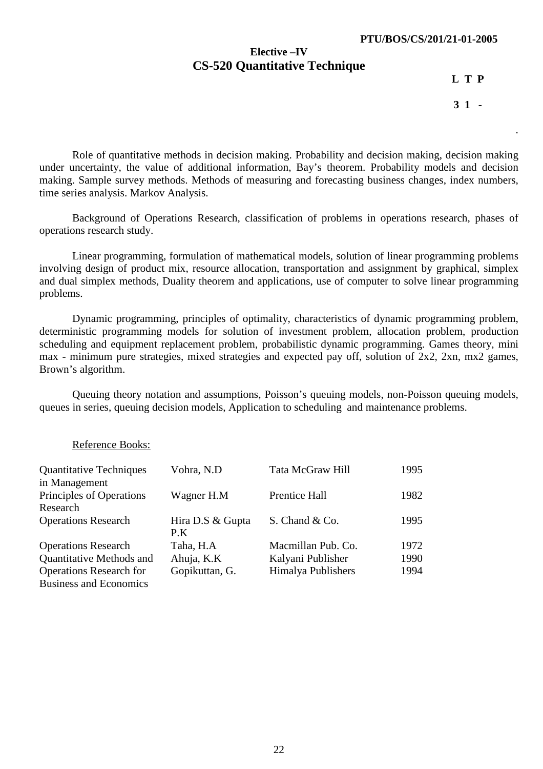PTU/BOS/CS/201/21-01-2005

## Elective –IV
# CS-520 Quantitative Technique

| L | T | P |
|---|---|---|
| 3 | 1 | - |

Role of quantitative methods in decision making. Probability and decision making, decision making under uncertainty, the value of additional information, Bay's theorem. Probability models and decision making. Sample survey methods. Methods of measuring and forecasting business changes, index numbers, time series analysis. Markov Analysis.

Background of Operations Research, classification of problems in operations research, phases of operations research study.

Linear programming, formulation of mathematical models, solution of linear programming problems involving design of product mix, resource allocation, transportation and assignment by graphical, simplex and dual simplex methods, Duality theorem and applications, use of computer to solve linear programming problems.

Dynamic programming, principles of optimality, characteristics of dynamic programming problem, deterministic programming models for solution of investment problem, allocation problem, production scheduling and equipment replacement problem, probabilistic dynamic programming. Games theory, mini max - minimum pure strategies, mixed strategies and expected pay off, solution of 2x2, 2xn, mx2 games, Brown's algorithm.

Queuing theory notation and assumptions, Poisson's queuing models, non-Poisson queuing models, queues in series, queuing decision models, Application to scheduling and maintenance problems.

Reference Books:

| | | | |
|---|---|---|---|
| Quantitative Techniques in Management | Vohra, N.D | Tata McGraw Hill | 1995 |
| Principles of Operations Research | Wagner H.M | Prentice Hall | 1982 |
| Operations Research | Hira D.S & Gupta P.K | S. Chand & Co. | 1995 |
| Operations Research | Taha, H.A | Macmillan Pub. Co. | 1972 |
| Quantitative Methods and | Ahuja, K.K | Kalyani Publisher | 1990 |
| Operations Research for Business and Economics | Gopikuttan, G. | Himalya Publishers | 1994 |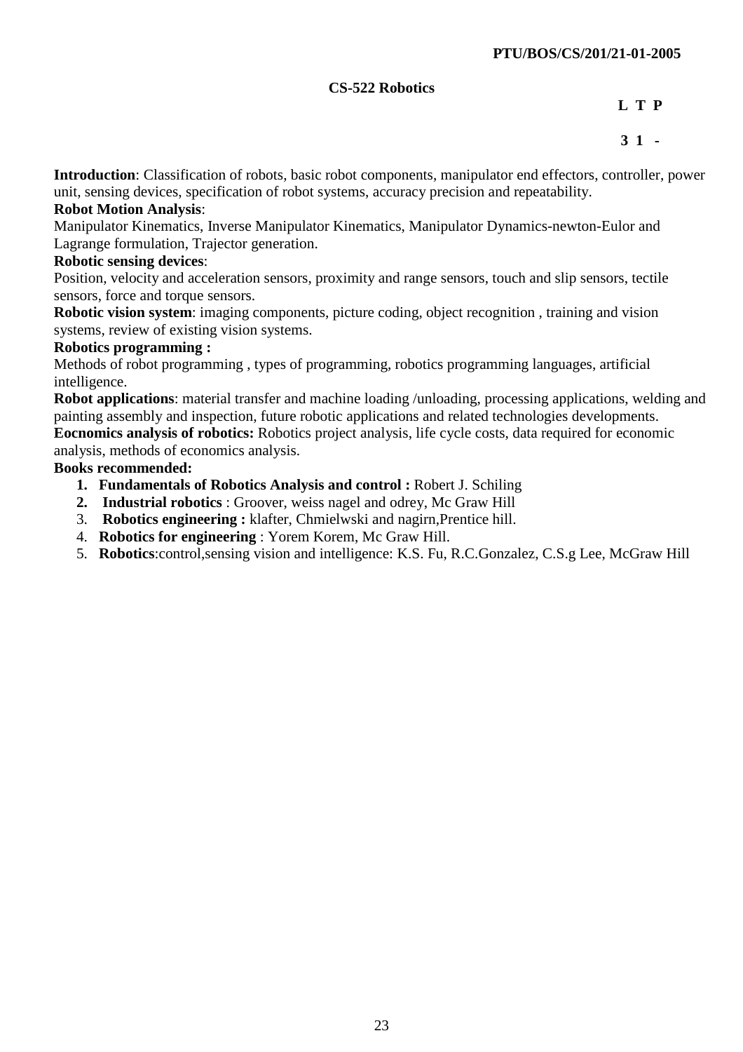PTU/BOS/CS/201/21-01-2005

## CS-522 Robotics

**L T P**

**3 1 -**

**Introduction**: Classification of robots, basic robot components, manipulator end effectors, controller, power unit, sensing devices, specification of robot systems, accuracy precision and repeatability.

**Robot Motion Analysis**:

Manipulator Kinematics, Inverse Manipulator Kinematics, Manipulator Dynamics-newton-Eulor and Lagrange formulation, Trajector generation.

**Robotic sensing devices**:

Position, velocity and acceleration sensors, proximity and range sensors, touch and slip sensors, tectile sensors, force and torque sensors.

**Robotic vision system**: imaging components, picture coding, object recognition , training and vision systems, review of existing vision systems.

**Robotics programming :**

Methods of robot programming , types of programming, robotics programming languages, artificial intelligence.

**Robot applications**: material transfer and machine loading /unloading, processing applications, welding and painting assembly and inspection, future robotic applications and related technologies developments.

**Eocnomics analysis of robotics:** Robotics project analysis, life cycle costs, data required for economic analysis, methods of economics analysis.

**Books recommended:**

1. **Fundamentals of Robotics Analysis and control :** Robert J. Schiling
2. **Industrial robotics** : Groover, weiss nagel and odrey, Mc Graw Hill
3. **Robotics engineering :** klafter, Chmielwski and nagirn,Prentice hill.
4. **Robotics for engineering** : Yorem Korem, Mc Graw Hill.
5. **Robotics**:control,sensing vision and intelligence: K.S. Fu, R.C.Gonzalez, C.S.g Lee, McGraw Hill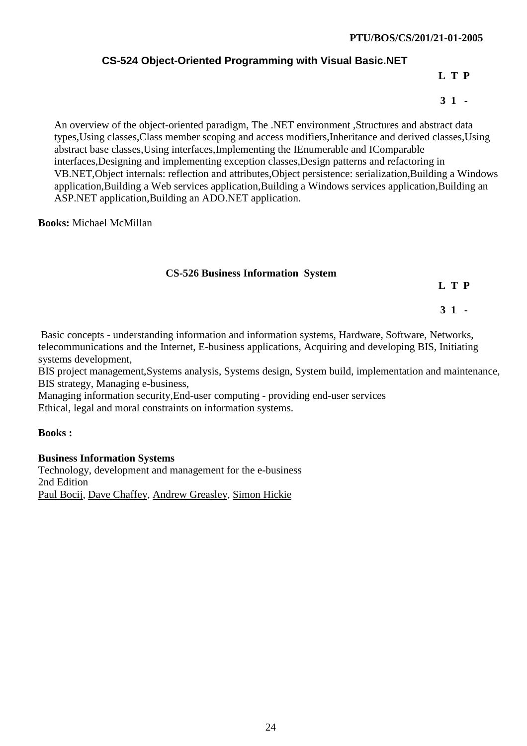PTU/BOS/CS/201/21-01-2005

## CS-524 Object-Oriented Programming with Visual Basic.NET

| L | T | P |
|---|---|---|
| 3 | 1 | - |

An overview of the object-oriented paradigm, The .NET environment ,Structures and abstract data types,Using classes,Class member scoping and access modifiers,Inheritance and derived classes,Using abstract base classes,Using interfaces,Implementing the IEnumerable and IComparable interfaces,Designing and implementing exception classes,Design patterns and refactoring in VB.NET,Object internals: reflection and attributes,Object persistence: serialization,Building a Windows application,Building a Web services application,Building a Windows services application,Building an ASP.NET application,Building an ADO.NET application.

**Books:** Michael McMillan

## CS-526 Business Information System

| L | T | P |
|---|---|---|
| 3 | 1 | - |

Basic concepts - understanding information and information systems, Hardware, Software, Networks, telecommunications and the Internet, E-business applications, Acquiring and developing BIS, Initiating systems development,
BIS project management,Systems analysis, Systems design, System build, implementation and maintenance, BIS strategy, Managing e-business,
Managing information security,End-user computing - providing end-user services
Ethical, legal and moral constraints on information systems.

**Books :**

**Business Information Systems**
Technology, development and management for the e-business
2nd Edition
Paul Bocij, Dave Chaffey, Andrew Greasley, Simon Hickie